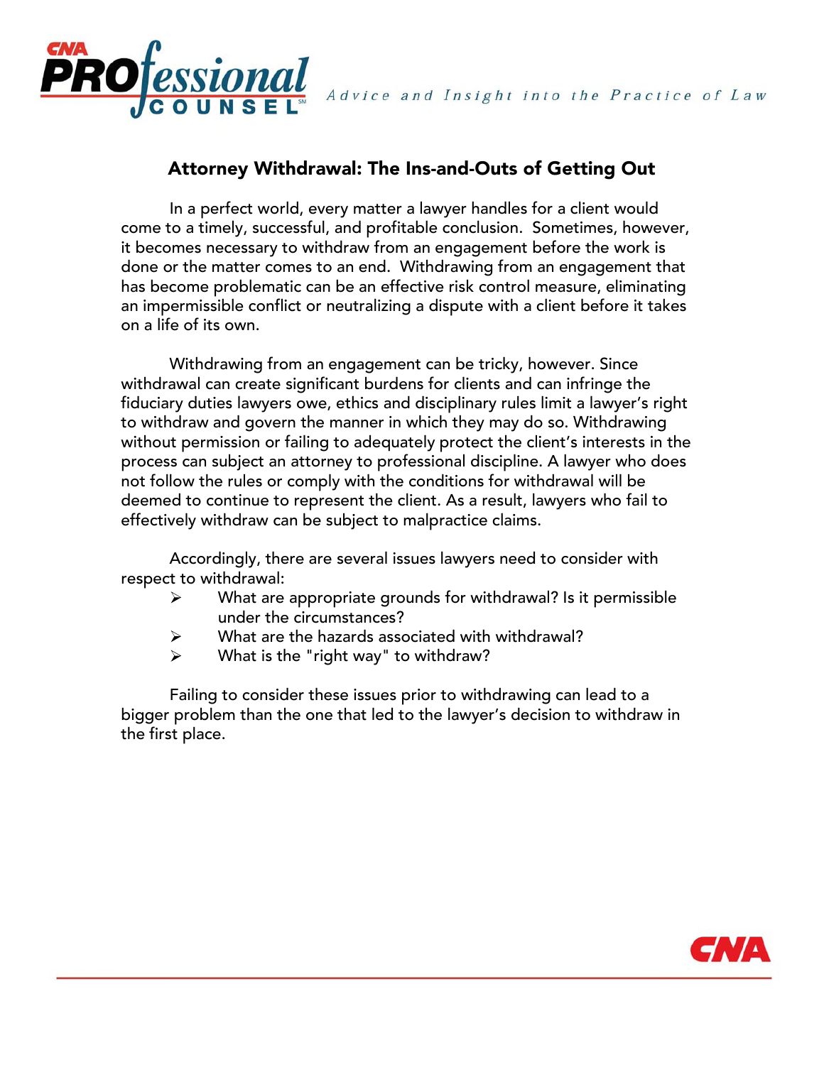# Attorney Withdrawal: The Ins-and-Outs of Getting Out

In a perfect world, every matter a lawyer handles for a client would come to a timely, successful, and profitable conclusion. Sometimes, however, it becomes necessary to withdraw from an engagement before the work is done or the matter comes to an end. Withdrawing from an engagement that has become problematic can be an effective risk control measure, eliminating an impermissible conflict or neutralizing a dispute with a client before it takes on a life of its own.

Withdrawing from an engagement can be tricky, however. Since withdrawal can create significant burdens for clients and can infringe the fiduciary duties lawyers owe, ethics and disciplinary rules limit a lawyer's right to withdraw and govern the manner in which they may do so. Withdrawing without permission or failing to adequately protect the client's interests in the process can subject an attorney to professional discipline. A lawyer who does not follow the rules or comply with the conditions for withdrawal will be deemed to continue to represent the client. As a result, lawyers who fail to effectively withdraw can be subject to malpractice claims.

Accordingly, there are several issues lawyers need to consider with respect to withdrawal:

- What are appropriate grounds for withdrawal? Is it permissible under the circumstances?
- What are the hazards associated with withdrawal?
- What is the "right way" to withdraw?

Failing to consider these issues prior to withdrawing can lead to a bigger problem than the one that led to the lawyer's decision to withdraw in the first place.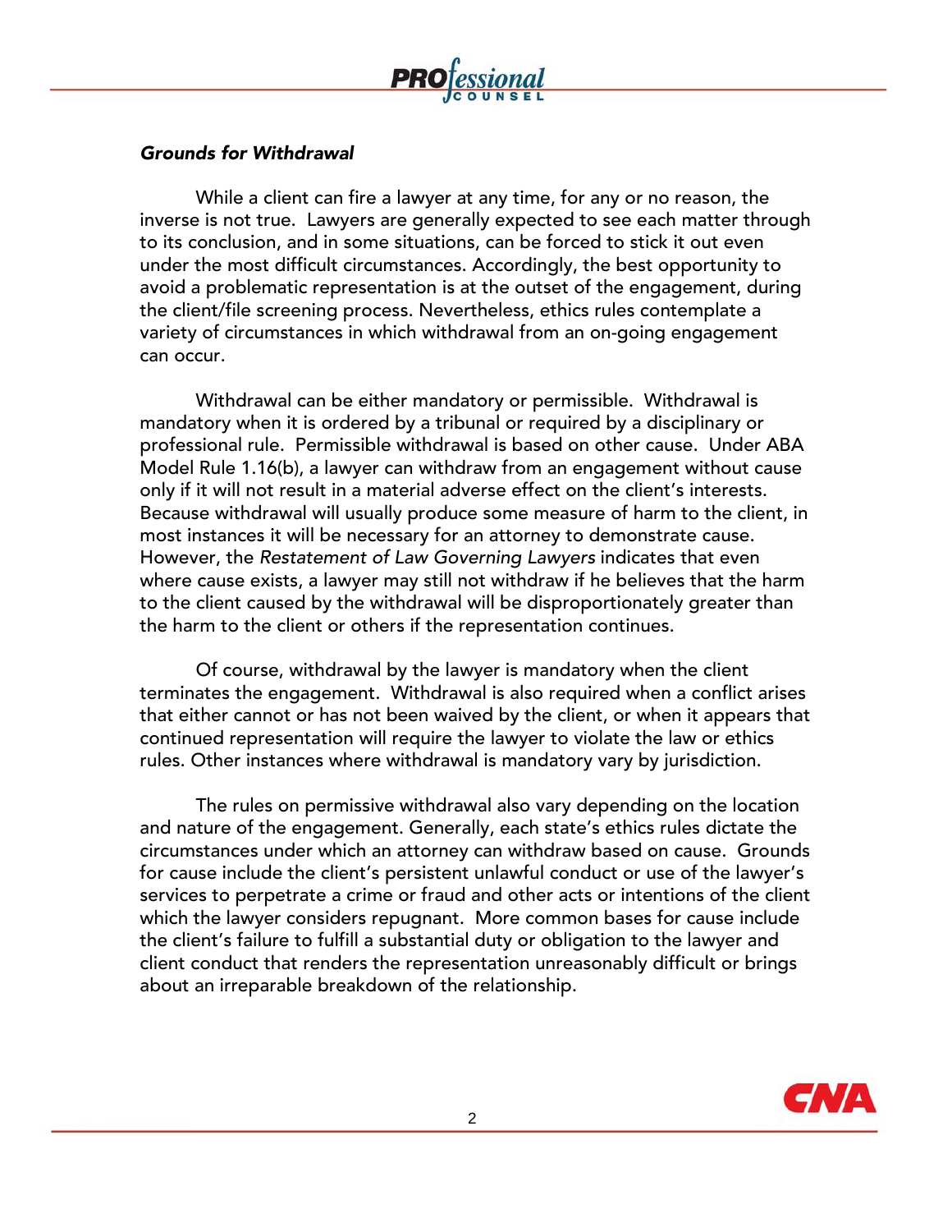### *Grounds for Withdrawal*

While a client can fire a lawyer at any time, for any or no reason, the inverse is not true. Lawyers are generally expected to see each matter through to its conclusion, and in some situations, can be forced to stick it out even under the most difficult circumstances. Accordingly, the best opportunity to avoid a problematic representation is at the outset of the engagement, during the client/file screening process. Nevertheless, ethics rules contemplate a variety of circumstances in which withdrawal from an on-going engagement can occur.

Withdrawal can be either mandatory or permissible. Withdrawal is mandatory when it is ordered by a tribunal or required by a disciplinary or professional rule. Permissible withdrawal is based on other cause. Under ABA Model Rule 1.16(b), a lawyer can withdraw from an engagement without cause only if it will not result in a material adverse effect on the client's interests. Because withdrawal will usually produce some measure of harm to the client, in most instances it will be necessary for an attorney to demonstrate cause. However, the *Restatement of Law Governing Lawyers* indicates that even where cause exists, a lawyer may still not withdraw if he believes that the harm to the client caused by the withdrawal will be disproportionately greater than the harm to the client or others if the representation continues.

Of course, withdrawal by the lawyer is mandatory when the client terminates the engagement. Withdrawal is also required when a conflict arises that either cannot or has not been waived by the client, or when it appears that continued representation will require the lawyer to violate the law or ethics rules. Other instances where withdrawal is mandatory vary by jurisdiction.

The rules on permissive withdrawal also vary depending on the location and nature of the engagement. Generally, each state's ethics rules dictate the circumstances under which an attorney can withdraw based on cause. Grounds for cause include the client's persistent unlawful conduct or use of the lawyer's services to perpetrate a crime or fraud and other acts or intentions of the client which the lawyer considers repugnant. More common bases for cause include the client's failure to fulfill a substantial duty or obligation to the lawyer and client conduct that renders the representation unreasonably difficult or brings about an irreparable breakdown of the relationship.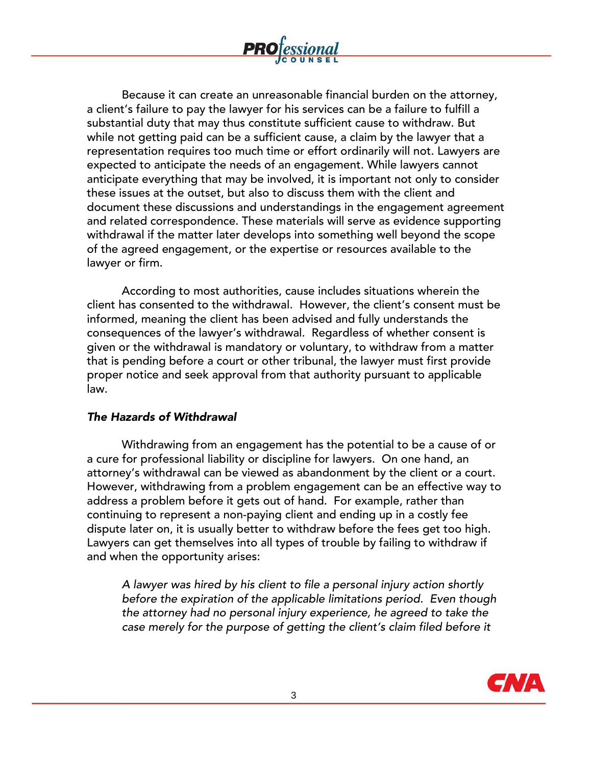Because it can create an unreasonable financial burden on the attorney, a client's failure to pay the lawyer for his services can be a failure to fulfill a substantial duty that may thus constitute sufficient cause to withdraw. But while not getting paid can be a sufficient cause, a claim by the lawyer that a representation requires too much time or effort ordinarily will not. Lawyers are expected to anticipate the needs of an engagement. While lawyers cannot anticipate everything that may be involved, it is important not only to consider these issues at the outset, but also to discuss them with the client and document these discussions and understandings in the engagement agreement and related correspondence. These materials will serve as evidence supporting withdrawal if the matter later develops into something well beyond the scope of the agreed engagement, or the expertise or resources available to the lawyer or firm.

According to most authorities, cause includes situations wherein the client has consented to the withdrawal. However, the client's consent must be informed, meaning the client has been advised and fully understands the consequences of the lawyer's withdrawal. Regardless of whether consent is given or the withdrawal is mandatory or voluntary, to withdraw from a matter that is pending before a court or other tribunal, the lawyer must first provide proper notice and seek approval from that authority pursuant to applicable law.

### *The Hazards of Withdrawal*

Withdrawing from an engagement has the potential to be a cause of or a cure for professional liability or discipline for lawyers. On one hand, an attorney's withdrawal can be viewed as abandonment by the client or a court. However, withdrawing from a problem engagement can be an effective way to address a problem before it gets out of hand. For example, rather than continuing to represent a non-paying client and ending up in a costly fee dispute later on, it is usually better to withdraw before the fees get too high. Lawyers can get themselves into all types of trouble by failing to withdraw if and when the opportunity arises:

> *A lawyer was hired by his client to file a personal injury action shortly before the expiration of the applicable limitations period. Even though the attorney had no personal injury experience, he agreed to take the case merely for the purpose of getting the client's claim filed before it*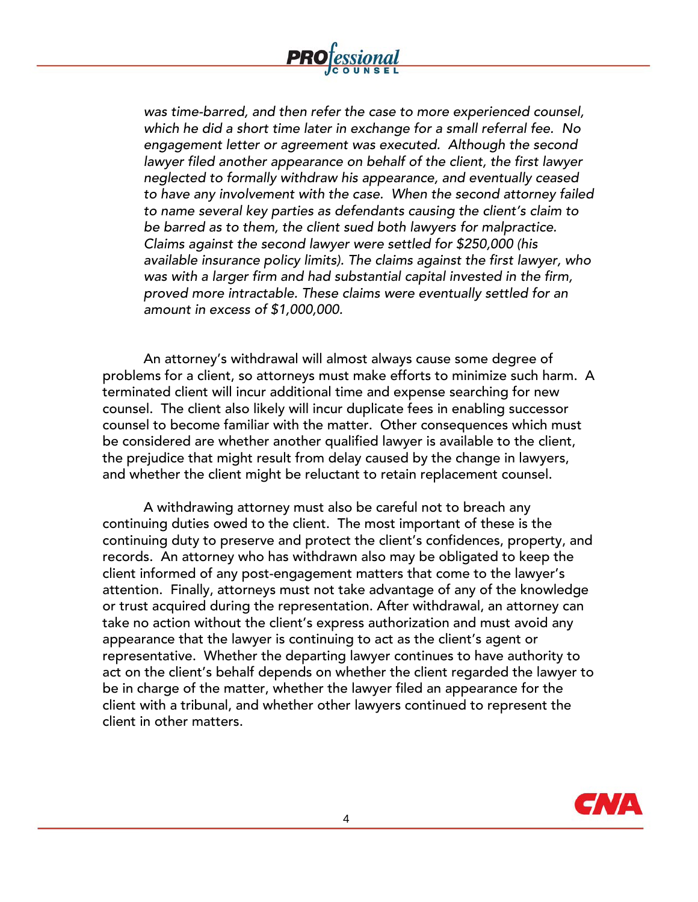*was time-barred, and then refer the case to more experienced counsel, which he did a short time later in exchange for a small referral fee. No engagement letter or agreement was executed. Although the second lawyer filed another appearance on behalf of the client, the first lawyer neglected to formally withdraw his appearance, and eventually ceased to have any involvement with the case. When the second attorney failed to name several key parties as defendants causing the client's claim to be barred as to them, the client sued both lawyers for malpractice. Claims against the second lawyer were settled for $250,000 (his available insurance policy limits). The claims against the first lawyer, who was with a larger firm and had substantial capital invested in the firm, proved more intractable. These claims were eventually settled for an amount in excess of $1,000,000.*

An attorney's withdrawal will almost always cause some degree of problems for a client, so attorneys must make efforts to minimize such harm. A terminated client will incur additional time and expense searching for new counsel. The client also likely will incur duplicate fees in enabling successor counsel to become familiar with the matter. Other consequences which must be considered are whether another qualified lawyer is available to the client, the prejudice that might result from delay caused by the change in lawyers, and whether the client might be reluctant to retain replacement counsel.

A withdrawing attorney must also be careful not to breach any continuing duties owed to the client. The most important of these is the continuing duty to preserve and protect the client's confidences, property, and records. An attorney who has withdrawn also may be obligated to keep the client informed of any post-engagement matters that come to the lawyer's attention. Finally, attorneys must not take advantage of any of the knowledge or trust acquired during the representation. After withdrawal, an attorney can take no action without the client's express authorization and must avoid any appearance that the lawyer is continuing to act as the client's agent or representative. Whether the departing lawyer continues to have authority to act on the client's behalf depends on whether the client regarded the lawyer to be in charge of the matter, whether the lawyer filed an appearance for the client with a tribunal, and whether other lawyers continued to represent the client in other matters.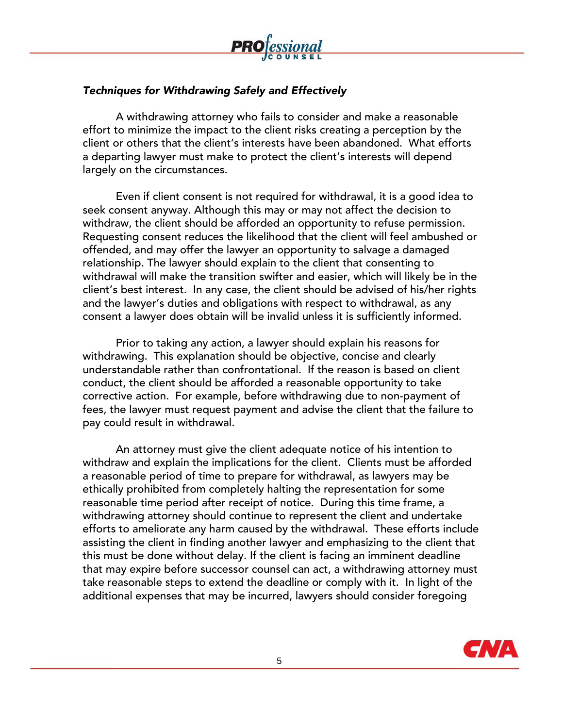### *Techniques for Withdrawing Safely and Effectively*

A withdrawing attorney who fails to consider and make a reasonable effort to minimize the impact to the client risks creating a perception by the client or others that the client's interests have been abandoned. What efforts a departing lawyer must make to protect the client's interests will depend largely on the circumstances.

Even if client consent is not required for withdrawal, it is a good idea to seek consent anyway. Although this may or may not affect the decision to withdraw, the client should be afforded an opportunity to refuse permission. Requesting consent reduces the likelihood that the client will feel ambushed or offended, and may offer the lawyer an opportunity to salvage a damaged relationship. The lawyer should explain to the client that consenting to withdrawal will make the transition swifter and easier, which will likely be in the client's best interest. In any case, the client should be advised of his/her rights and the lawyer's duties and obligations with respect to withdrawal, as any consent a lawyer does obtain will be invalid unless it is sufficiently informed.

Prior to taking any action, a lawyer should explain his reasons for withdrawing. This explanation should be objective, concise and clearly understandable rather than confrontational. If the reason is based on client conduct, the client should be afforded a reasonable opportunity to take corrective action. For example, before withdrawing due to non-payment of fees, the lawyer must request payment and advise the client that the failure to pay could result in withdrawal.

An attorney must give the client adequate notice of his intention to withdraw and explain the implications for the client. Clients must be afforded a reasonable period of time to prepare for withdrawal, as lawyers may be ethically prohibited from completely halting the representation for some reasonable time period after receipt of notice. During this time frame, a withdrawing attorney should continue to represent the client and undertake efforts to ameliorate any harm caused by the withdrawal. These efforts include assisting the client in finding another lawyer and emphasizing to the client that this must be done without delay. If the client is facing an imminent deadline that may expire before successor counsel can act, a withdrawing attorney must take reasonable steps to extend the deadline or comply with it. In light of the additional expenses that may be incurred, lawyers should consider foregoing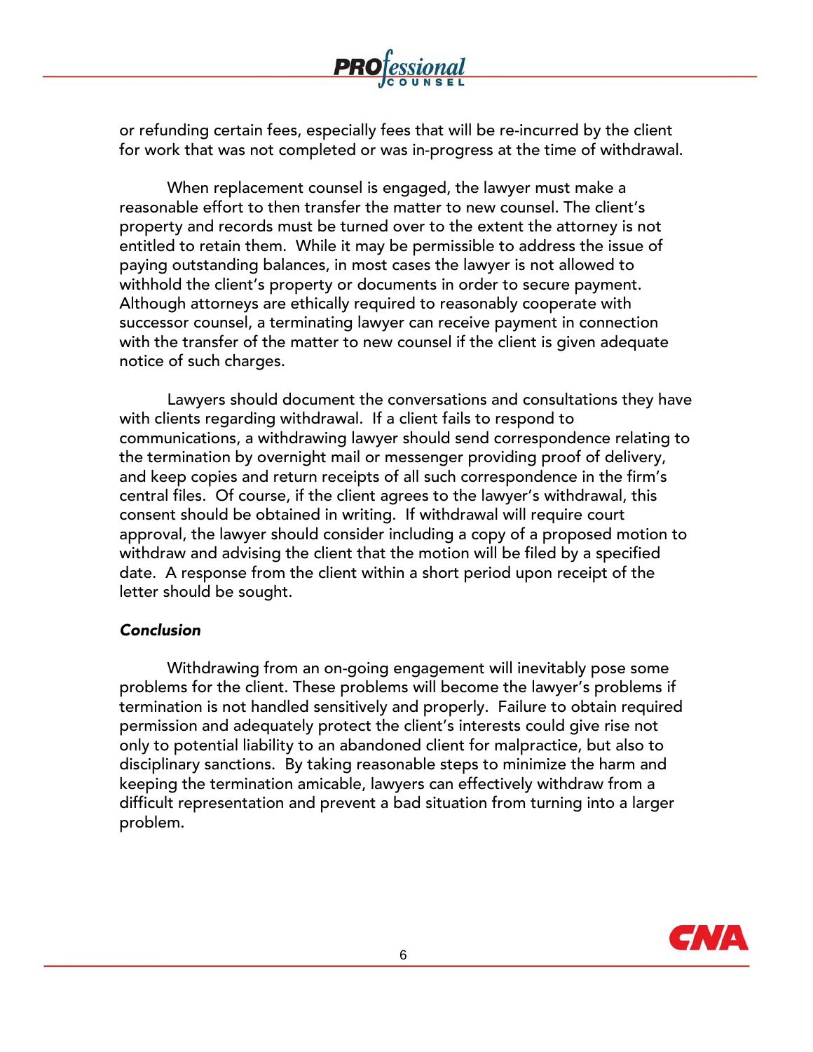or refunding certain fees, especially fees that will be re-incurred by the client for work that was not completed or was in-progress at the time of withdrawal.

When replacement counsel is engaged, the lawyer must make a reasonable effort to then transfer the matter to new counsel. The client's property and records must be turned over to the extent the attorney is not entitled to retain them. While it may be permissible to address the issue of paying outstanding balances, in most cases the lawyer is not allowed to withhold the client's property or documents in order to secure payment. Although attorneys are ethically required to reasonably cooperate with successor counsel, a terminating lawyer can receive payment in connection with the transfer of the matter to new counsel if the client is given adequate notice of such charges.

Lawyers should document the conversations and consultations they have with clients regarding withdrawal. If a client fails to respond to communications, a withdrawing lawyer should send correspondence relating to the termination by overnight mail or messenger providing proof of delivery, and keep copies and return receipts of all such correspondence in the firm's central files. Of course, if the client agrees to the lawyer's withdrawal, this consent should be obtained in writing. If withdrawal will require court approval, the lawyer should consider including a copy of a proposed motion to withdraw and advising the client that the motion will be filed by a specified date. A response from the client within a short period upon receipt of the letter should be sought.

***Conclusion***

Withdrawing from an on-going engagement will inevitably pose some problems for the client. These problems will become the lawyer's problems if termination is not handled sensitively and properly. Failure to obtain required permission and adequately protect the client's interests could give rise not only to potential liability to an abandoned client for malpractice, but also to disciplinary sanctions. By taking reasonable steps to minimize the harm and keeping the termination amicable, lawyers can effectively withdraw from a difficult representation and prevent a bad situation from turning into a larger problem.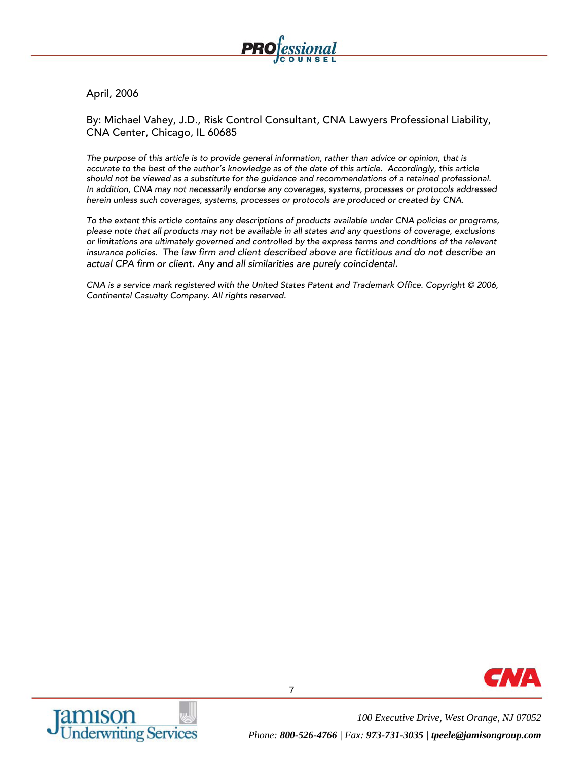April, 2006

By: Michael Vahey, J.D., Risk Control Consultant, CNA Lawyers Professional Liability, CNA Center, Chicago, IL 60685

*The purpose of this article is to provide general information, rather than advice or opinion, that is accurate to the best of the author's knowledge as of the date of this article. Accordingly, this article should not be viewed as a substitute for the guidance and recommendations of a retained professional. In addition, CNA may not necessarily endorse any coverages, systems, processes or protocols addressed herein unless such coverages, systems, processes or protocols are produced or created by CNA.*

*To the extent this article contains any descriptions of products available under CNA policies or programs, please note that all products may not be available in all states and any questions of coverage, exclusions or limitations are ultimately governed and controlled by the express terms and conditions of the relevant insurance policies. The law firm and client described above are fictitious and do not describe an actual CPA firm or client. Any and all similarities are purely coincidental.*

*CNA is a service mark registered with the United States Patent and Trademark Office. Copyright © 2006, Continental Casualty Company. All rights reserved.*